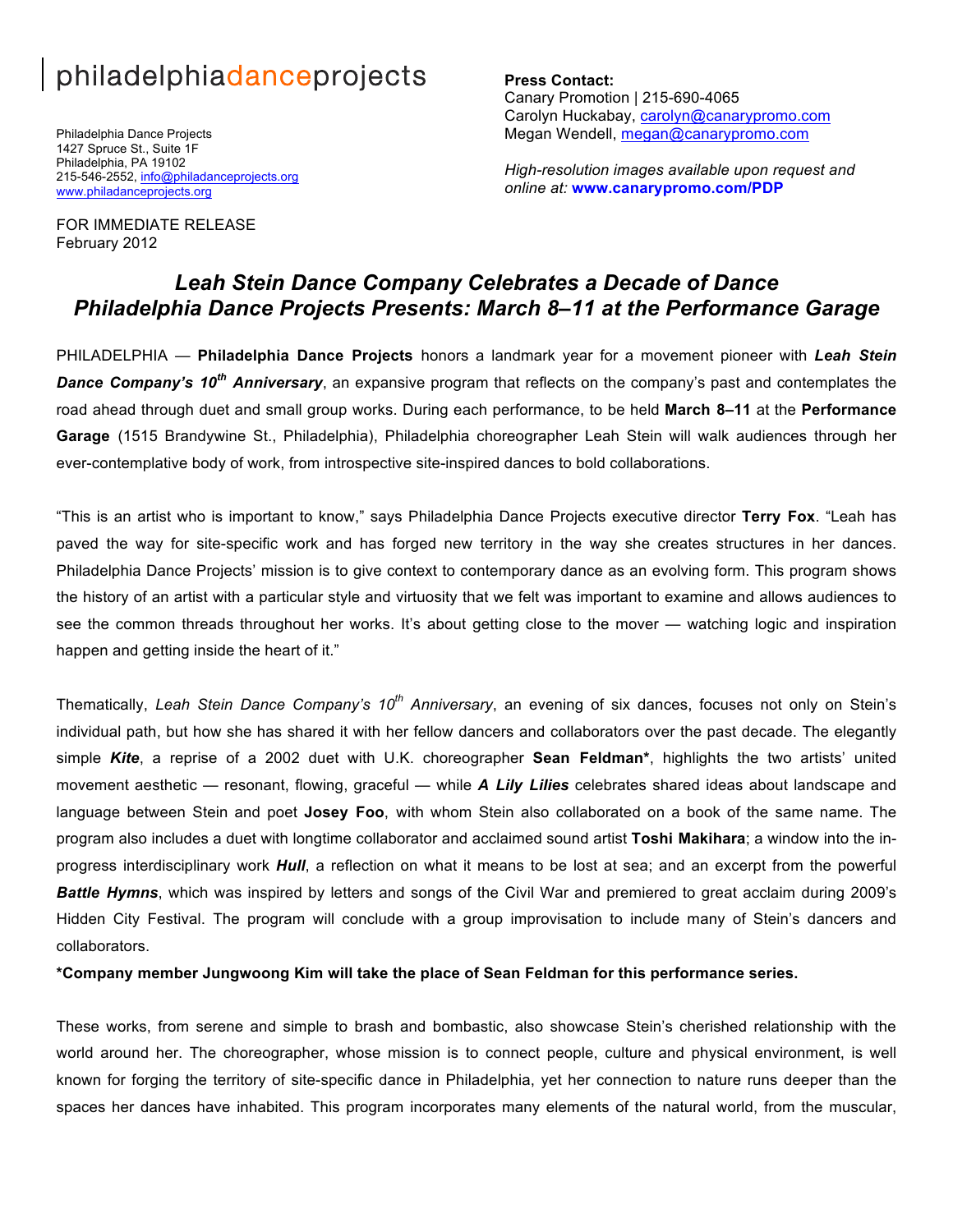philadelphiadanceprojects

Philadelphia Dance Projects
1427 Spruce St., Suite 1F
Philadelphia, PA 19102
215-546-2552, info@philadanceprojects.org
www.philadanceprojects.org

**Press Contact:**
Canary Promotion | 215-690-4065
Carolyn Huckabay, carolyn@canarypromo.com
Megan Wendell, megan@canarypromo.com

*High-resolution images available upon request and online at:* **www.canarypromo.com/PDP**

FOR IMMEDIATE RELEASE
February 2012

## *Leah Stein Dance Company Celebrates a Decade of Dance*
## *Philadelphia Dance Projects Presents: March 8–11 at the Performance Garage*

PHILADELPHIA — **Philadelphia Dance Projects** honors a landmark year for a movement pioneer with ***Leah Stein Dance Company's 10th Anniversary***, an expansive program that reflects on the company's past and contemplates the road ahead through duet and small group works. During each performance, to be held **March 8–11** at the **Performance Garage** (1515 Brandywine St., Philadelphia), Philadelphia choreographer Leah Stein will walk audiences through her ever-contemplative body of work, from introspective site-inspired dances to bold collaborations.

"This is an artist who is important to know," says Philadelphia Dance Projects executive director **Terry Fox**. "Leah has paved the way for site-specific work and has forged new territory in the way she creates structures in her dances. Philadelphia Dance Projects' mission is to give context to contemporary dance as an evolving form. This program shows the history of an artist with a particular style and virtuosity that we felt was important to examine and allows audiences to see the common threads throughout her works. It's about getting close to the mover — watching logic and inspiration happen and getting inside the heart of it."

Thematically, *Leah Stein Dance Company's 10th Anniversary*, an evening of six dances, focuses not only on Stein's individual path, but how she has shared it with her fellow dancers and collaborators over the past decade. The elegantly simple ***Kite***, a reprise of a 2002 duet with U.K. choreographer **Sean Feldman***, highlights the two artists' united movement aesthetic — resonant, flowing, graceful — while ***A Lily Lilies*** celebrates shared ideas about landscape and language between Stein and poet **Josey Foo**, with whom Stein also collaborated on a book of the same name. The program also includes a duet with longtime collaborator and acclaimed sound artist **Toshi Makihara**; a window into the in-progress interdisciplinary work ***Hull***, a reflection on what it means to be lost at sea; and an excerpt from the powerful ***Battle Hymns***, which was inspired by letters and songs of the Civil War and premiered to great acclaim during 2009's Hidden City Festival. The program will conclude with a group improvisation to include many of Stein's dancers and collaborators.

**\*Company member Jungwoong Kim will take the place of Sean Feldman for this performance series.**

These works, from serene and simple to brash and bombastic, also showcase Stein's cherished relationship with the world around her. The choreographer, whose mission is to connect people, culture and physical environment, is well known for forging the territory of site-specific dance in Philadelphia, yet her connection to nature runs deeper than the spaces her dances have inhabited. This program incorporates many elements of the natural world, from the muscular,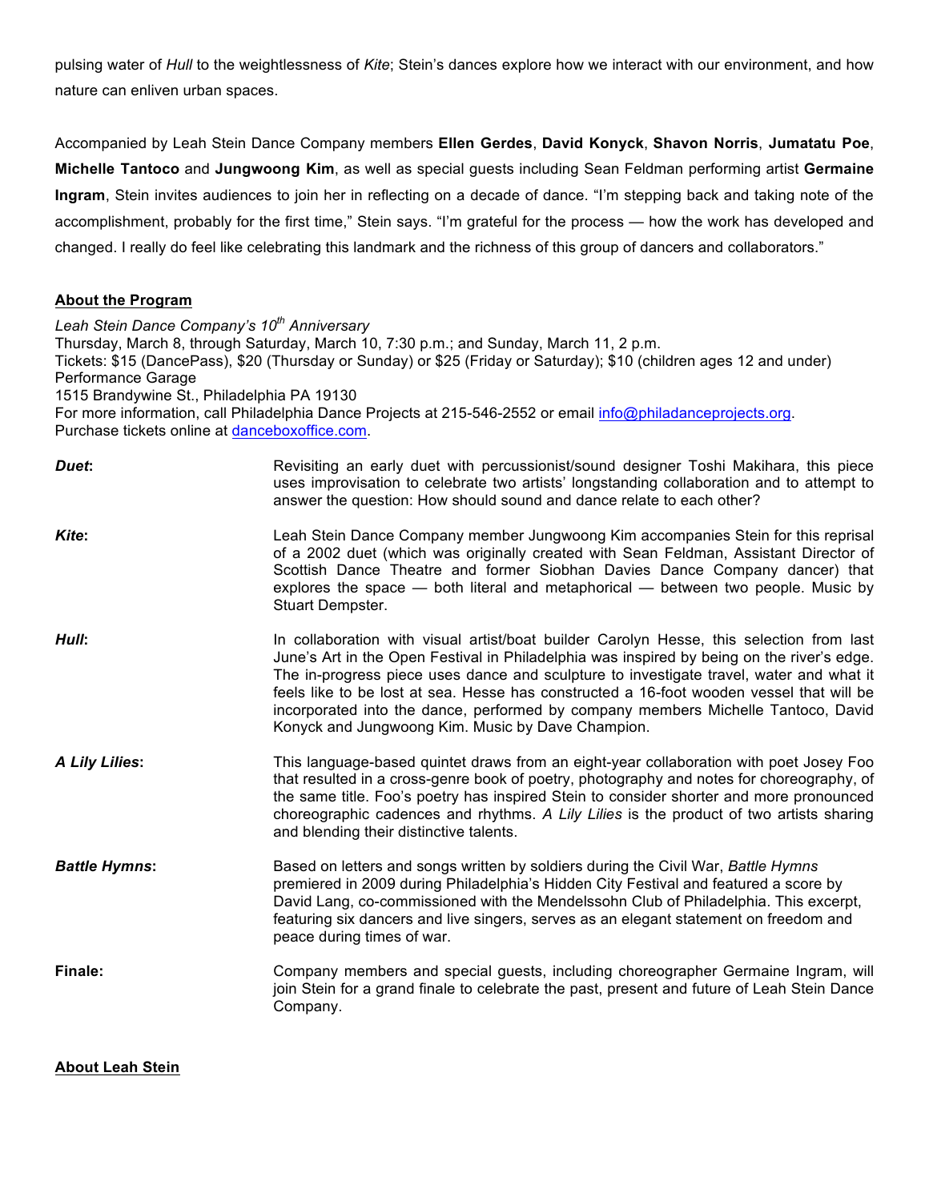pulsing water of *Hull* to the weightlessness of *Kite*; Stein's dances explore how we interact with our environment, and how nature can enliven urban spaces.

Accompanied by Leah Stein Dance Company members **Ellen Gerdes**, **David Konyck**, **Shavon Norris**, **Jumatatu Poe**, **Michelle Tantoco** and **Jungwoong Kim**, as well as special guests including Sean Feldman performing artist **Germaine Ingram**, Stein invites audiences to join her in reflecting on a decade of dance. "I'm stepping back and taking note of the accomplishment, probably for the first time," Stein says. "I'm grateful for the process — how the work has developed and changed. I really do feel like celebrating this landmark and the richness of this group of dancers and collaborators."

## About the Program

*Leah Stein Dance Company's 10th Anniversary*
Thursday, March 8, through Saturday, March 10, 7:30 p.m.; and Sunday, March 11, 2 p.m.
Tickets: $15 (DancePass), $20 (Thursday or Sunday) or $25 (Friday or Saturday); $10 (children ages 12 and under)
Performance Garage
1515 Brandywine St., Philadelphia PA 19130
For more information, call Philadelphia Dance Projects at 215-546-2552 or email info@philadanceprojects.org.
Purchase tickets online at danceboxoffice.com.

***Duet***: Revisiting an early duet with percussionist/sound designer Toshi Makihara, this piece uses improvisation to celebrate two artists' longstanding collaboration and to attempt to answer the question: How should sound and dance relate to each other?

***Kite***: Leah Stein Dance Company member Jungwoong Kim accompanies Stein for this reprisal of a 2002 duet (which was originally created with Sean Feldman, Assistant Director of Scottish Dance Theatre and former Siobhan Davies Dance Company dancer) that explores the space — both literal and metaphorical — between two people. Music by Stuart Dempster.

***Hull***: In collaboration with visual artist/boat builder Carolyn Hesse, this selection from last June's Art in the Open Festival in Philadelphia was inspired by being on the river's edge. The in-progress piece uses dance and sculpture to investigate travel, water and what it feels like to be lost at sea. Hesse has constructed a 16-foot wooden vessel that will be incorporated into the dance, performed by company members Michelle Tantoco, David Konyck and Jungwoong Kim. Music by Dave Champion.

***A Lily Lilies***: This language-based quintet draws from an eight-year collaboration with poet Josey Foo that resulted in a cross-genre book of poetry, photography and notes for choreography, of the same title. Foo's poetry has inspired Stein to consider shorter and more pronounced choreographic cadences and rhythms. *A Lily Lilies* is the product of two artists sharing and blending their distinctive talents.

***Battle Hymns***: Based on letters and songs written by soldiers during the Civil War, *Battle Hymns* premiered in 2009 during Philadelphia's Hidden City Festival and featured a score by David Lang, co-commissioned with the Mendelssohn Club of Philadelphia. This excerpt, featuring six dancers and live singers, serves as an elegant statement on freedom and peace during times of war.

**Finale:** Company members and special guests, including choreographer Germaine Ingram, will join Stein for a grand finale to celebrate the past, present and future of Leah Stein Dance Company.

## About Leah Stein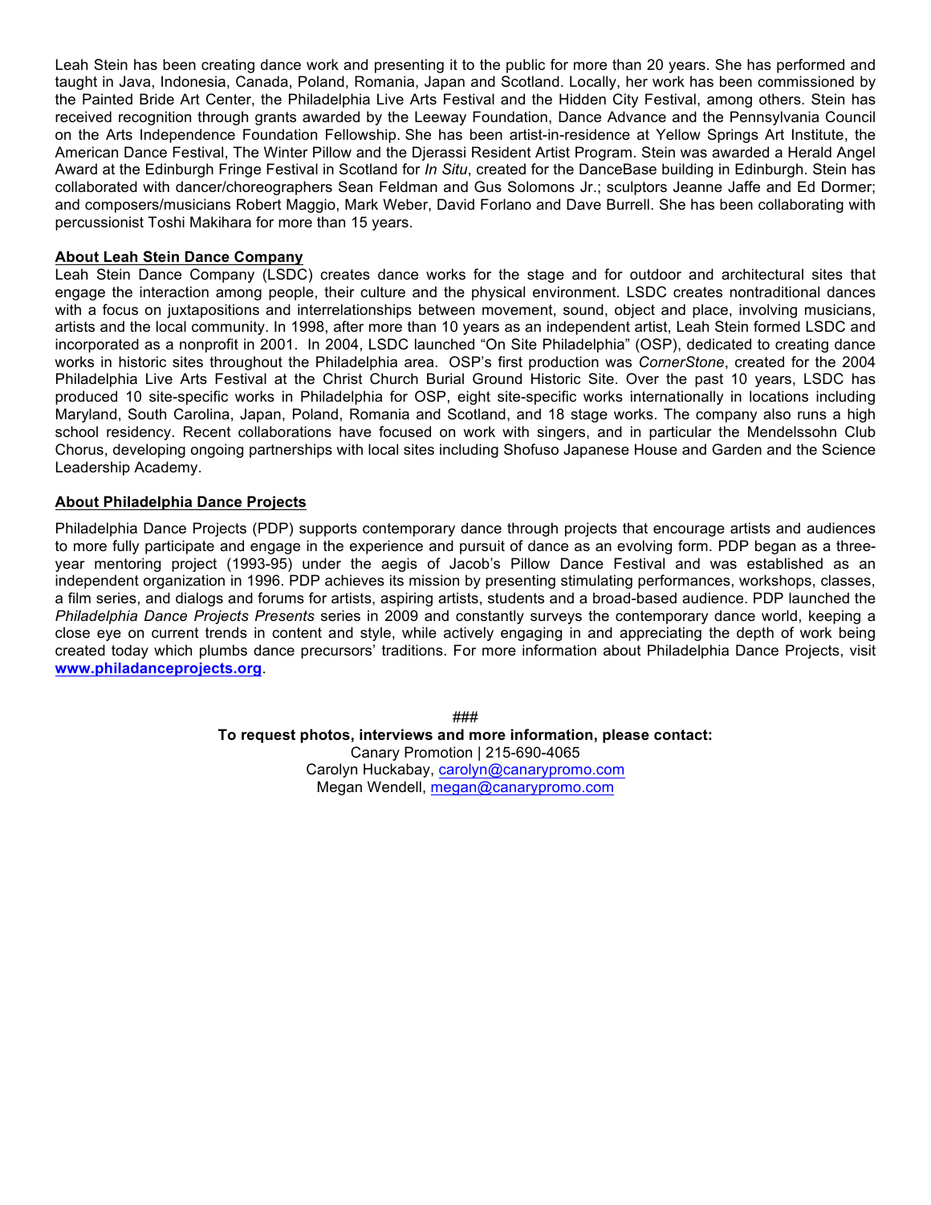Leah Stein has been creating dance work and presenting it to the public for more than 20 years. She has performed and taught in Java, Indonesia, Canada, Poland, Romania, Japan and Scotland. Locally, her work has been commissioned by the Painted Bride Art Center, the Philadelphia Live Arts Festival and the Hidden City Festival, among others. Stein has received recognition through grants awarded by the Leeway Foundation, Dance Advance and the Pennsylvania Council on the Arts Independence Foundation Fellowship. She has been artist-in-residence at Yellow Springs Art Institute, the American Dance Festival, The Winter Pillow and the Djerassi Resident Artist Program. Stein was awarded a Herald Angel Award at the Edinburgh Fringe Festival in Scotland for *In Situ*, created for the DanceBase building in Edinburgh. Stein has collaborated with dancer/choreographers Sean Feldman and Gus Solomons Jr.; sculptors Jeanne Jaffe and Ed Dormer; and composers/musicians Robert Maggio, Mark Weber, David Forlano and Dave Burrell. She has been collaborating with percussionist Toshi Makihara for more than 15 years.

**About Leah Stein Dance Company**

Leah Stein Dance Company (LSDC) creates dance works for the stage and for outdoor and architectural sites that engage the interaction among people, their culture and the physical environment. LSDC creates nontraditional dances with a focus on juxtapositions and interrelationships between movement, sound, object and place, involving musicians, artists and the local community. In 1998, after more than 10 years as an independent artist, Leah Stein formed LSDC and incorporated as a nonprofit in 2001. In 2004, LSDC launched "On Site Philadelphia" (OSP), dedicated to creating dance works in historic sites throughout the Philadelphia area. OSP's first production was *CornerStone*, created for the 2004 Philadelphia Live Arts Festival at the Christ Church Burial Ground Historic Site. Over the past 10 years, LSDC has produced 10 site-specific works in Philadelphia for OSP, eight site-specific works internationally in locations including Maryland, South Carolina, Japan, Poland, Romania and Scotland, and 18 stage works. The company also runs a high school residency. Recent collaborations have focused on work with singers, and in particular the Mendelssohn Club Chorus, developing ongoing partnerships with local sites including Shofuso Japanese House and Garden and the Science Leadership Academy.

**About Philadelphia Dance Projects**

Philadelphia Dance Projects (PDP) supports contemporary dance through projects that encourage artists and audiences to more fully participate and engage in the experience and pursuit of dance as an evolving form. PDP began as a three-year mentoring project (1993-95) under the aegis of Jacob's Pillow Dance Festival and was established as an independent organization in 1996. PDP achieves its mission by presenting stimulating performances, workshops, classes, a film series, and dialogs and forums for artists, aspiring artists, students and a broad-based audience. PDP launched the *Philadelphia Dance Projects Presents* series in 2009 and constantly surveys the contemporary dance world, keeping a close eye on current trends in content and style, while actively engaging in and appreciating the depth of work being created today which plumbs dance precursors' traditions. For more information about Philadelphia Dance Projects, visit **www.philadanceprojects.org**.

###

**To request photos, interviews and more information, please contact:**

Canary Promotion | 215-690-4065

Carolyn Huckabay, carolyn@canarypromo.com

Megan Wendell, megan@canarypromo.com